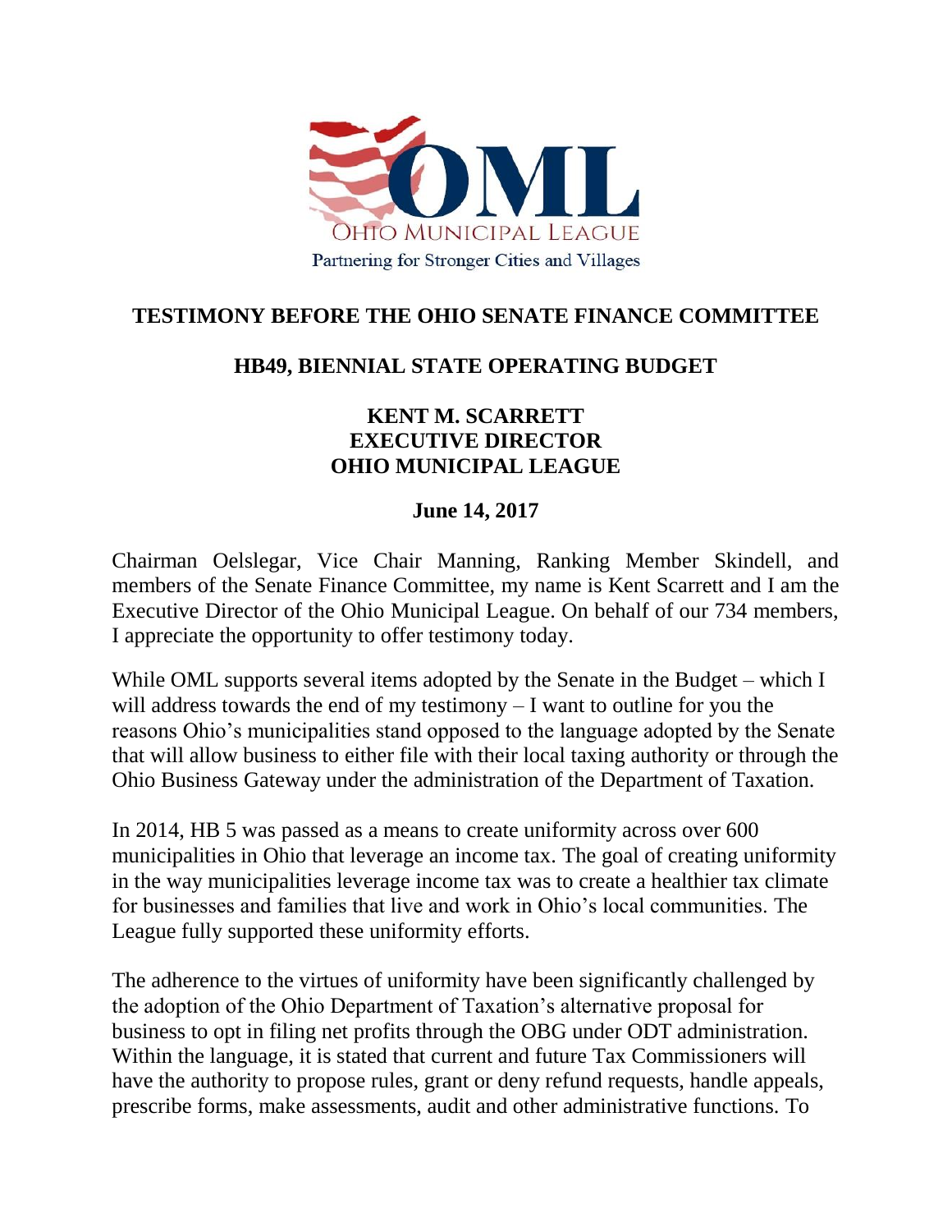OML

OHIO MUNICIPAL LEAGUE

Partnering for Stronger Cities and Villages

# TESTIMONY BEFORE THE OHIO SENATE FINANCE COMMITTEE

## HB49, BIENNIAL STATE OPERATING BUDGET

**KENT M. SCARRETT**
**EXECUTIVE DIRECTOR**
**OHIO MUNICIPAL LEAGUE**

**June 14, 2017**

Chairman Oelslegar, Vice Chair Manning, Ranking Member Skindell, and members of the Senate Finance Committee, my name is Kent Scarrett and I am the Executive Director of the Ohio Municipal League. On behalf of our 734 members, I appreciate the opportunity to offer testimony today.

While OML supports several items adopted by the Senate in the Budget – which I will address towards the end of my testimony – I want to outline for you the reasons Ohio's municipalities stand opposed to the language adopted by the Senate that will allow business to either file with their local taxing authority or through the Ohio Business Gateway under the administration of the Department of Taxation.

In 2014, HB 5 was passed as a means to create uniformity across over 600 municipalities in Ohio that leverage an income tax. The goal of creating uniformity in the way municipalities leverage income tax was to create a healthier tax climate for businesses and families that live and work in Ohio's local communities. The League fully supported these uniformity efforts.

The adherence to the virtues of uniformity have been significantly challenged by the adoption of the Ohio Department of Taxation's alternative proposal for business to opt in filing net profits through the OBG under ODT administration. Within the language, it is stated that current and future Tax Commissioners will have the authority to propose rules, grant or deny refund requests, handle appeals, prescribe forms, make assessments, audit and other administrative functions. To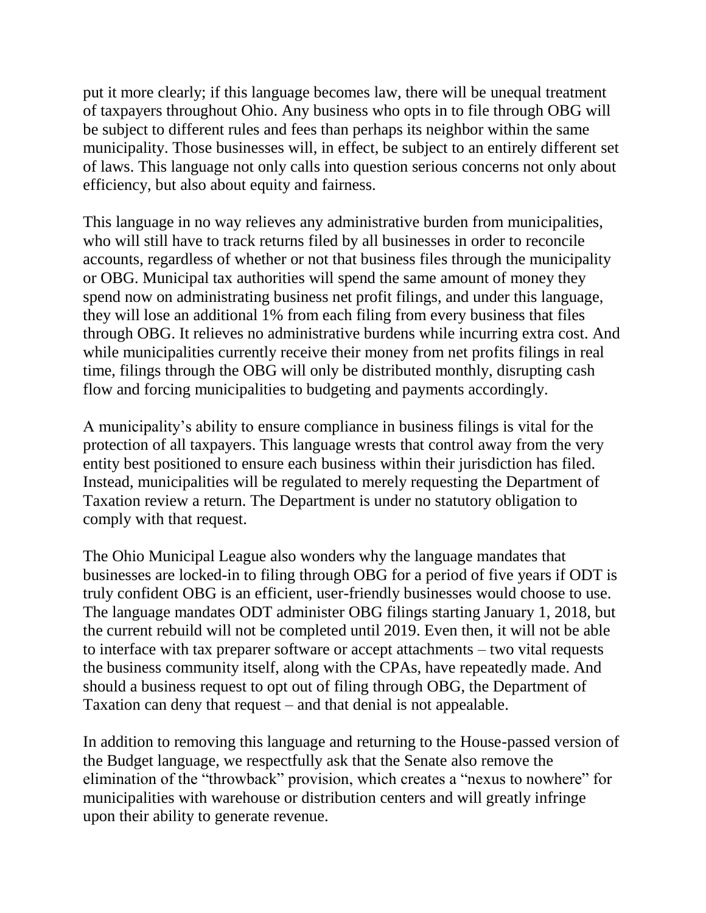put it more clearly; if this language becomes law, there will be unequal treatment of taxpayers throughout Ohio. Any business who opts in to file through OBG will be subject to different rules and fees than perhaps its neighbor within the same municipality. Those businesses will, in effect, be subject to an entirely different set of laws. This language not only calls into question serious concerns not only about efficiency, but also about equity and fairness.

This language in no way relieves any administrative burden from municipalities, who will still have to track returns filed by all businesses in order to reconcile accounts, regardless of whether or not that business files through the municipality or OBG. Municipal tax authorities will spend the same amount of money they spend now on administrating business net profit filings, and under this language, they will lose an additional 1% from each filing from every business that files through OBG. It relieves no administrative burdens while incurring extra cost. And while municipalities currently receive their money from net profits filings in real time, filings through the OBG will only be distributed monthly, disrupting cash flow and forcing municipalities to budgeting and payments accordingly.

A municipality's ability to ensure compliance in business filings is vital for the protection of all taxpayers. This language wrests that control away from the very entity best positioned to ensure each business within their jurisdiction has filed. Instead, municipalities will be regulated to merely requesting the Department of Taxation review a return. The Department is under no statutory obligation to comply with that request.

The Ohio Municipal League also wonders why the language mandates that businesses are locked-in to filing through OBG for a period of five years if ODT is truly confident OBG is an efficient, user-friendly businesses would choose to use. The language mandates ODT administer OBG filings starting January 1, 2018, but the current rebuild will not be completed until 2019. Even then, it will not be able to interface with tax preparer software or accept attachments – two vital requests the business community itself, along with the CPAs, have repeatedly made. And should a business request to opt out of filing through OBG, the Department of Taxation can deny that request – and that denial is not appealable.

In addition to removing this language and returning to the House-passed version of the Budget language, we respectfully ask that the Senate also remove the elimination of the "throwback" provision, which creates a "nexus to nowhere" for municipalities with warehouse or distribution centers and will greatly infringe upon their ability to generate revenue.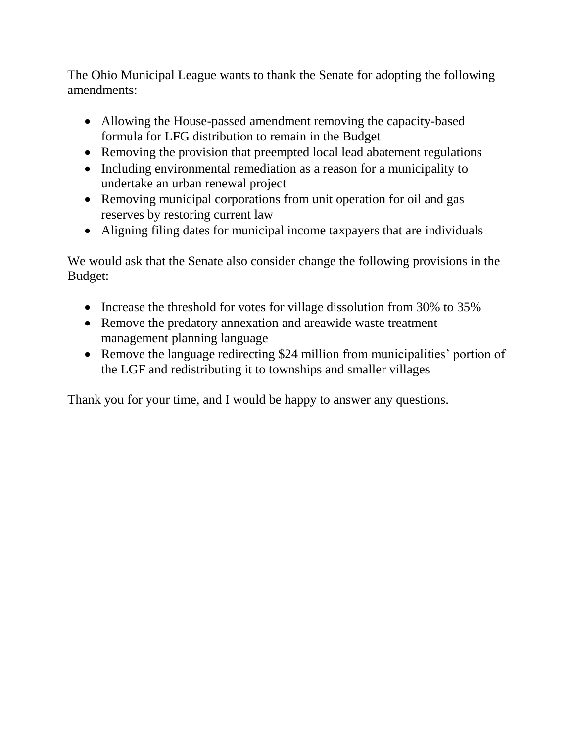The Ohio Municipal League wants to thank the Senate for adopting the following amendments:

- Allowing the House-passed amendment removing the capacity-based formula for LFG distribution to remain in the Budget
- Removing the provision that preempted local lead abatement regulations
- Including environmental remediation as a reason for a municipality to undertake an urban renewal project
- Removing municipal corporations from unit operation for oil and gas reserves by restoring current law
- Aligning filing dates for municipal income taxpayers that are individuals

We would ask that the Senate also consider change the following provisions in the Budget:

- Increase the threshold for votes for village dissolution from 30% to 35%
- Remove the predatory annexation and areawide waste treatment management planning language
- Remove the language redirecting $24 million from municipalities' portion of the LGF and redistributing it to townships and smaller villages

Thank you for your time, and I would be happy to answer any questions.